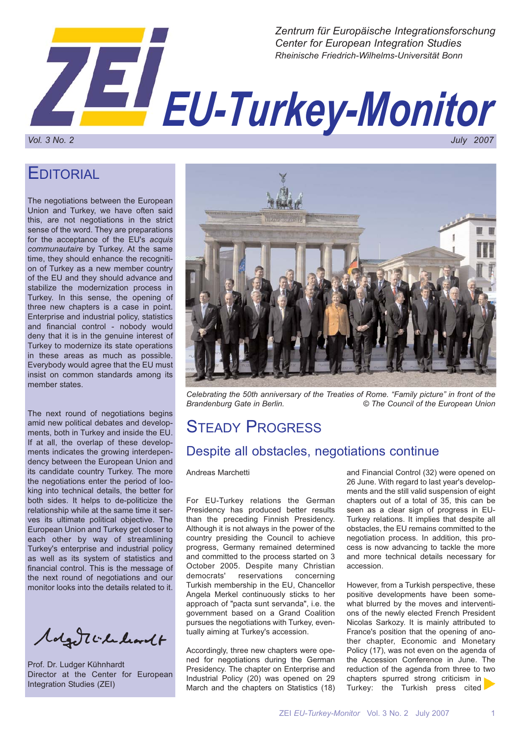Zentrum für Europäische Integrationsforschung
Center for European Integration Studies
Rheinische Friedrich-Wilhelms-Universität Bonn

# ZEI EU-Turkey-Monitor

Vol. 3 No. 2 — July 2007

## Editorial

The negotiations between the European Union and Turkey, we have often said this, are not negotiations in the strict sense of the word. They are preparations for the acceptance of the EU's *acquis communautaire* by Turkey. At the same time, they should enhance the recognition of Turkey as a new member country of the EU and they should advance and stabilize the modernization process in Turkey. In this sense, the opening of three new chapters is a case in point. Enterprise and industrial policy, statistics and financial control - nobody would deny that it is in the genuine interest of Turkey to modernize its state operations in these areas as much as possible. Everybody would agree that the EU must insist on common standards among its member states.

The next round of negotiations begins amid new political debates and developments, both in Turkey and inside the EU. If at all, the overlap of these developments indicates the growing interdependency between the European Union and its candidate country Turkey. The more the negotiations enter the period of looking into technical details, the better for both sides. It helps to de-politicize the relationship while at the same time it serves its ultimate political objective. The European Union and Turkey get closer to each other by way of streamlining Turkey's enterprise and industrial policy as well as its system of statistics and financial control. This is the message of the next round of negotiations and our monitor looks into the details related to it.

Prof. Dr. Ludger Kühnhardt
Director at the Center for European Integration Studies (ZEI)

Celebrating the 50th anniversary of the Treaties of Rome. "Family picture" in front of the Brandenburg Gate in Berlin. © The Council of the European Union

## Steady Progress

### Despite all obstacles, negotiations continue

Andreas Marchetti

For EU-Turkey relations the German Presidency has produced better results than the preceding Finnish Presidency. Although it is not always in the power of the country presiding the Council to achieve progress, Germany remained determined and committed to the process started on 3 October 2005. Despite many Christian democrats' reservations concerning Turkish membership in the EU, Chancellor Angela Merkel continuously sticks to her approach of "pacta sunt servanda", i.e. the government based on a Grand Coalition pursues the negotiations with Turkey, eventually aiming at Turkey's accession.

Accordingly, three new chapters were opened for negotiations during the German Presidency. The chapter on Enterprise and Industrial Policy (20) was opened on 29 March and the chapters on Statistics (18) and Financial Control (32) were opened on 26 June. With regard to last year's developments and the still valid suspension of eight chapters out of a total of 35, this can be seen as a clear sign of progress in EU-Turkey relations. It implies that despite all obstacles, the EU remains committed to the negotiation process. In addition, this process is now advancing to tackle the more and more technical details necessary for accession.

However, from a Turkish perspective, these positive developments have been somewhat blurred by the moves and interventions of the newly elected French President Nicolas Sarkozy. It is mainly attributed to France's position that the opening of another chapter, Economic and Monetary Policy (17), was not even on the agenda of the Accession Conference in June. The reduction of the agenda from three to two chapters spurred strong criticism in Turkey: the Turkish press cited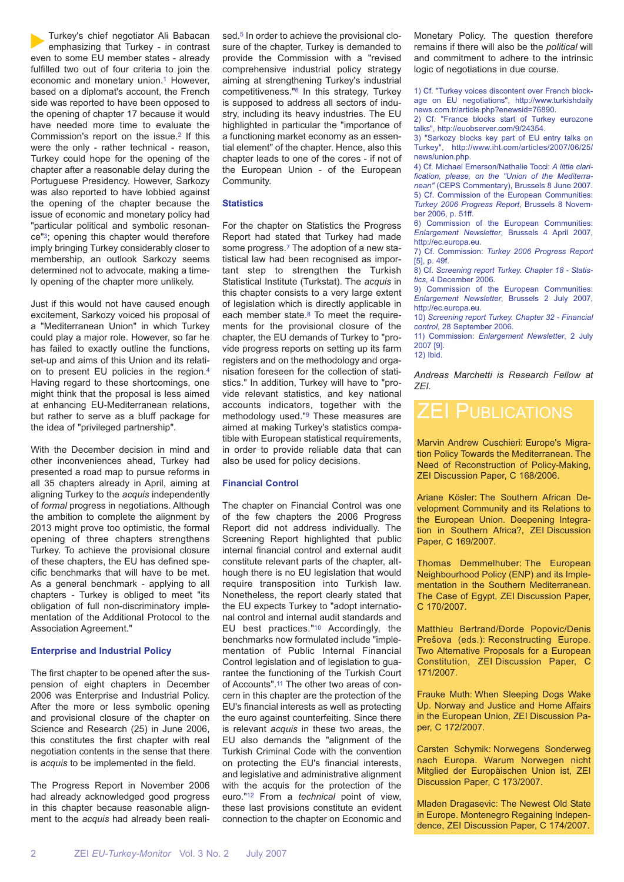Turkey's chief negotiator Ali Babacan emphasizing that Turkey - in contrast even to some EU member states - already fulfilled two out of four criteria to join the economic and monetary union.[1] However, based on a diplomat's account, the French side was reported to have been opposed to the opening of chapter 17 because it would have needed more time to evaluate the Commission's report on the issue.[2] If this were the only - rather technical - reason, Turkey could hope for the opening of the chapter after a reasonable delay during the Portuguese Presidency. However, Sarkozy was also reported to have lobbied against the opening of the chapter because the issue of economic and monetary policy had "particular political and symbolic resonance"[3]; opening this chapter would therefore imply bringing Turkey considerably closer to membership, an outlook Sarkozy seems determined not to advocate, making a timely opening of the chapter more unlikely.

Just if this would not have caused enough excitement, Sarkozy voiced his proposal of a "Mediterranean Union" in which Turkey could play a major role. However, so far he has failed to exactly outline the functions, set-up and aims of this Union and its relation to present EU policies in the region.[4] Having regard to these shortcomings, one might think that the proposal is less aimed at enhancing EU-Mediterranean relations, but rather to serve as a bluff package for the idea of "privileged partnership".

With the December decision in mind and other inconveniences ahead, Turkey had presented a road map to pursue reforms in all 35 chapters already in April, aiming at aligning Turkey to the *acquis* independently of *formal* progress in negotiations. Although the ambition to complete the alignment by 2013 might prove too optimistic, the formal opening of three chapters strengthens Turkey. To achieve the provisional closure of these chapters, the EU has defined specific benchmarks that will have to be met. As a general benchmark - applying to all chapters - Turkey is obliged to meet "its obligation of full non-discriminatory implementation of the Additional Protocol to the Association Agreement."

### Enterprise and Industrial Policy

The first chapter to be opened after the suspension of eight chapters in December 2006 was Enterprise and Industrial Policy. After the more or less symbolic opening and provisional closure of the chapter on Science and Research (25) in June 2006, this constitutes the first chapter with real negotiation contents in the sense that there is *acquis* to be implemented in the field.

The Progress Report in November 2006 had already acknowledged good progress in this chapter because reasonable alignment to the *acquis* had already been realised.[5] In order to achieve the provisional closure of the chapter, Turkey is demanded to provide the Commission with a "revised comprehensive industrial policy strategy aiming at strengthening Turkey's industrial competitiveness."[6] In this strategy, Turkey is supposed to address all sectors of industry, including its heavy industries. The EU highlighted in particular the "importance of a functioning market economy as an essential element" of the chapter. Hence, also this chapter leads to one of the cores - if not of the European Union - of the European Community.

### Statistics

For the chapter on Statistics the Progress Report had stated that Turkey had made some progress.[7] The adoption of a new statistical law had been recognised as important step to strengthen the Turkish Statistical Institute (Turkstat). The *acquis* in this chapter consists to a very large extent of legislation which is directly applicable in each member state.[8] To meet the requirements for the provisional closure of the chapter, the EU demands of Turkey to "provide progress reports on setting up its farm registers and on the methodology and organisation foreseen for the collection of statistics." In addition, Turkey will have to "provide relevant statistics, and key national accounts indicators, together with the methodology used."[9] These measures are aimed at making Turkey's statistics compatible with European statistical requirements, in order to provide reliable data that can also be used for policy decisions.

### Financial Control

The chapter on Financial Control was one of the few chapters the 2006 Progress Report did not address individually. The Screening Report highlighted that public internal financial control and external audit constitute relevant parts of the chapter, although there is no EU legislation that would require transposition into Turkish law. Nonetheless, the report clearly stated that the EU expects Turkey to "adopt international control and internal audit standards and EU best practices."[10] Accordingly, the benchmarks now formulated include "implementation of Public Internal Financial Control legislation and of legislation to guarantee the functioning of the Turkish Court of Accounts".[11] The other two areas of concern in this chapter are the protection of the EU's financial interests as well as protecting the euro against counterfeiting. Since there is relevant *acquis* in these two areas, the EU also demands the "alignment of the Turkish Criminal Code with the convention on protecting the EU's financial interests, and legislative and administrative alignment with the acquis for the protection of the euro."[12] From a *technical* point of view, these last provisions constitute an evident connection to the chapter on Economic and Monetary Policy. The question therefore remains if there will also be the *political* will and commitment to adhere to the intrinsic logic of negotiations in due course.

1) Cf. "Turkey voices discontent over French blockage on EU negotiations", http://www.turkishdailynews.com.tr/article.php?enewsid=76890.
2) Cf. "France blocks start of Turkey eurozone talks", http://euobserver.com/9/24354.
3) "Sarkozy blocks key part of EU entry talks on Turkey", http://www.iht.com/articles/2007/06/25/news/union.php.
4) Cf. Michael Emerson/Nathalie Tocci: *A little clarification, please, on the "Union of the Mediterranean"* (CEPS Commentary), Brussels 8 June 2007.
5) Cf. Commission of the European Communities: *Turkey 2006 Progress Report*, Brussels 8 November 2006, p. 51ff.
6) Commission of the European Communities: *Enlargement Newsletter*, Brussels 4 April 2007, http://ec.europa.eu.
7) Cf. Commission: *Turkey 2006 Progress Report* [5], p. 49f.
8) Cf. *Screening report Turkey. Chapter 18 - Statistics*, 4 December 2006.
9) Commission of the European Communities: *Enlargement Newsletter*, Brussels 2 July 2007, http://ec.europa.eu.
10) *Screening report Turkey. Chapter 32 - Financial control*, 28 September 2006.
11) Commission: *Enlargement Newsletter*, 2 July 2007 [9].
12) Ibid.

*Andreas Marchetti is Research Fellow at ZEI.*

## ZEI Publications

Marvin Andrew Cuschieri: Europe's Migration Policy Towards the Mediterranean. The Need of Reconstruction of Policy-Making, ZEI Discussion Paper, C 168/2006.

Ariane Kösler: The Southern African Development Community and its Relations to the European Union. Deepening Integration in Southern Africa?, ZEI Discussion Paper, C 169/2007.

Thomas Demmelhuber: The European Neighbourhood Policy (ENP) and its Implementation in the Southern Mediterranean. The Case of Egypt, ZEI Discussion Paper, C 170/2007.

Matthieu Bertrand/Đorđe Popović/Denis Prešova (eds.): Reconstructing Europe. Two Alternative Proposals for a European Constitution, ZEI Discussion Paper, C 171/2007.

Frauke Muth: When Sleeping Dogs Wake Up. Norway and Justice and Home Affairs in the European Union, ZEI Discussion Paper, C 172/2007.

Carsten Schymik: Norwegens Sonderweg nach Europa. Warum Norwegen nicht Mitglied der Europäischen Union ist, ZEI Discussion Paper, C 173/2007.

Mladen Dragasevic: The Newest Old State in Europe. Montenegro Regaining Independence, ZEI Discussion Paper, C 174/2007.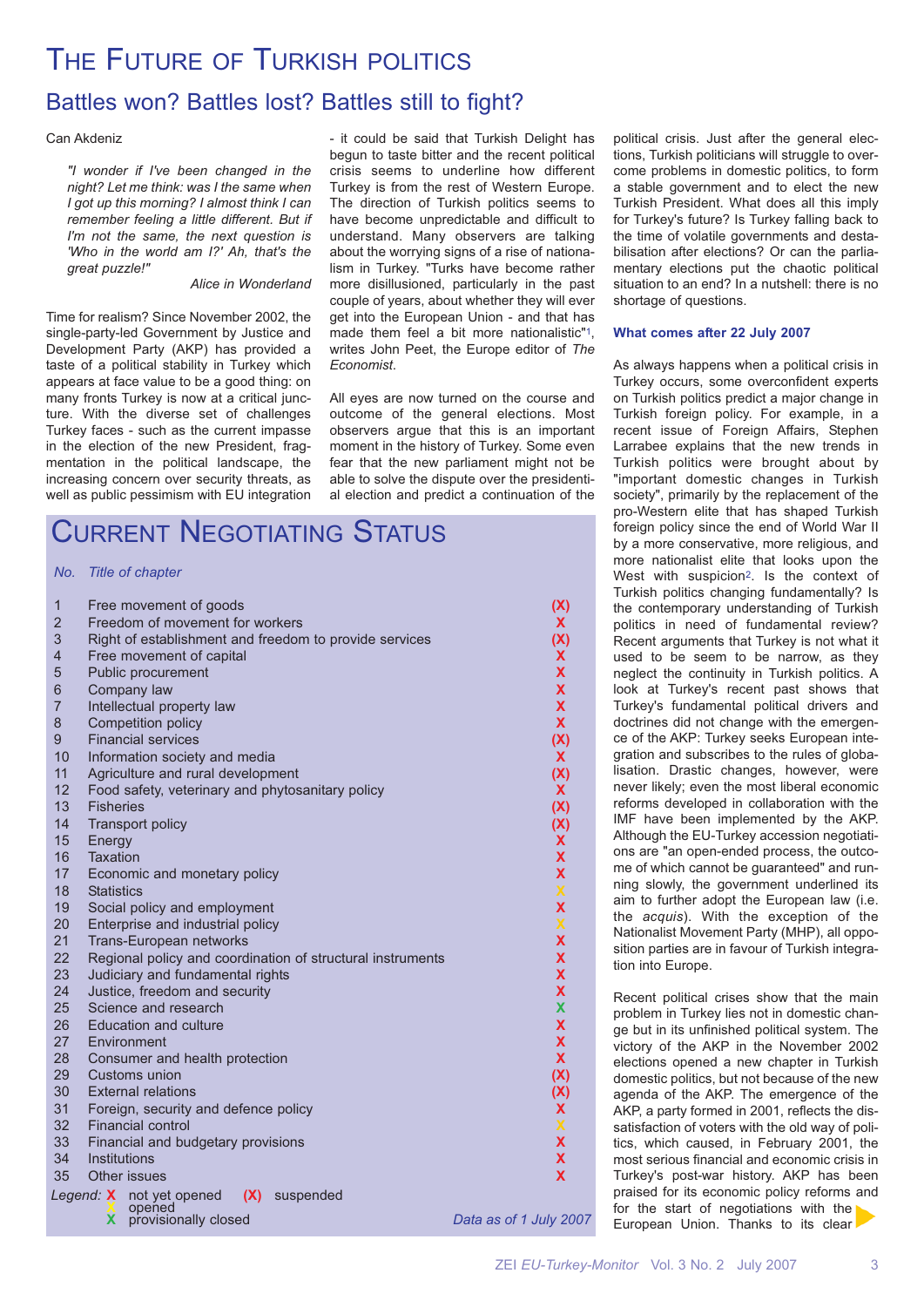# The Future of Turkish Politics

## Battles won? Battles lost? Battles still to fight?

Can Akdeniz

> *"I wonder if I've been changed in the night? Let me think: was I the same when I got up this morning? I almost think I can remember feeling a little different. But if I'm not the same, the next question is 'Who in the world am I?' Ah, that's the great puzzle!"*
>
> *Alice in Wonderland*

Time for realism? Since November 2002, the single-party-led Government by Justice and Development Party (AKP) has provided a taste of a political stability in Turkey which appears at face value to be a good thing: on many fronts Turkey is now at a critical juncture. With the diverse set of challenges Turkey faces - such as the current impasse in the election of the new President, fragmentation in the political landscape, the increasing concern over security threats, as well as public pessimism with EU integration - it could be said that Turkish Delight has begun to taste bitter and the recent political crisis seems to underline how different Turkey is from the rest of Western Europe. The direction of Turkish politics seems to have become unpredictable and difficult to understand. Many observers are talking about the worrying signs of a rise of nationalism in Turkey. "Turks have become rather more disillusioned, particularly in the past couple of years, about whether they will ever get into the European Union - and that has made them feel a bit more nationalistic"[1], writes John Peet, the Europe editor of *The Economist*.

All eyes are now turned on the course and outcome of the general elections. Most observers argue that this is an important moment in the history of Turkey. Some even fear that the new parliament might not be able to solve the dispute over the presidential election and predict a continuation of the political crisis. Just after the general elections, Turkish politicians will struggle to overcome problems in domestic politics, to form a stable government and to elect the new Turkish President. What does all this imply for Turkey's future? Is Turkey falling back to the time of volatile governments and destabilisation after elections? Or can the parliamentary elections put the chaotic political situation to an end? In a nutshell: there is no shortage of questions.

# Current Negotiating Status

| No. | Title of chapter | Status |
|---|---|---|
| 1 | Free movement of goods | (X) |
| 2 | Freedom of movement for workers | X |
| 3 | Right of establishment and freedom to provide services | (X) |
| 4 | Free movement of capital | X |
| 5 | Public procurement | X |
| 6 | Company law | X |
| 7 | Intellectual property law | X |
| 8 | Competition policy | X |
| 9 | Financial services | (X) |
| 10 | Information society and media | X |
| 11 | Agriculture and rural development | (X) |
| 12 | Food safety, veterinary and phytosanitary policy | X |
| 13 | Fisheries | (X) |
| 14 | Transport policy | (X) |
| 15 | Energy | X |
| 16 | Taxation | X |
| 17 | Economic and monetary policy | X |
| 18 | Statistics | X (opened) |
| 19 | Social policy and employment | X |
| 20 | Enterprise and industrial policy | X (opened) |
| 21 | Trans-European networks | X |
| 22 | Regional policy and coordination of structural instruments | X |
| 23 | Judiciary and fundamental rights | X |
| 24 | Justice, freedom and security | X |
| 25 | Science and research | X (provisionally closed) |
| 26 | Education and culture | X |
| 27 | Environment | X |
| 28 | Consumer and health protection | X |
| 29 | Customs union | (X) |
| 30 | External relations | (X) |
| 31 | Foreign, security and defence policy | X |
| 32 | Financial control | X (opened) |
| 33 | Financial and budgetary provisions | X |
| 34 | Institutions | X |
| 35 | Other issues | X |

Legend: X not yet opened; (X) suspended; X opened; X provisionally closed

*Data as of 1 July 2007*

### What comes after 22 July 2007

As always happens when a political crisis in Turkey occurs, some overconfident experts on Turkish politics predict a major change in Turkish foreign policy. For example, in a recent issue of Foreign Affairs, Stephen Larrabee explains that the new trends in Turkish politics were brought about by "important domestic changes in Turkish society", primarily by the replacement of the pro-Western elite that has shaped Turkish foreign policy since the end of World War II by a more conservative, more religious, and more nationalist elite that looks upon the West with suspicion[2]. Is the context of Turkish politics changing fundamentally? Is the contemporary understanding of Turkish politics in need of fundamental review? Recent arguments that Turkey is not what it used to be seem to be narrow, as they neglect the continuity in Turkish politics. A look at Turkey's recent past shows that Turkey's fundamental political drivers and doctrines did not change with the emergence of the AKP: Turkey seeks European integration and subscribes to the rules of globalisation. Drastic changes, however, were never likely; even the most liberal economic reforms developed in collaboration with the IMF have been implemented by the AKP. Although the EU-Turkey accession negotiations are "an open-ended process, the outcome of which cannot be guaranteed" and running slowly, the government underlined its aim to further adopt the European law (i.e. the *acquis*). With the exception of the Nationalist Movement Party (MHP), all opposition parties are in favour of Turkish integration into Europe.

Recent political crises show that the main problem in Turkey lies not in domestic change but in its unfinished political system. The victory of the AKP in the November 2002 elections opened a new chapter in Turkish domestic politics, but not because of the new agenda of the AKP. The emergence of the AKP, a party formed in 2001, reflects the dissatisfaction of voters with the old way of politics, which caused, in February 2001, the most serious financial and economic crisis in Turkey's post-war history. AKP has been praised for its economic policy reforms and for the start of negotiations with the European Union. Thanks to its clear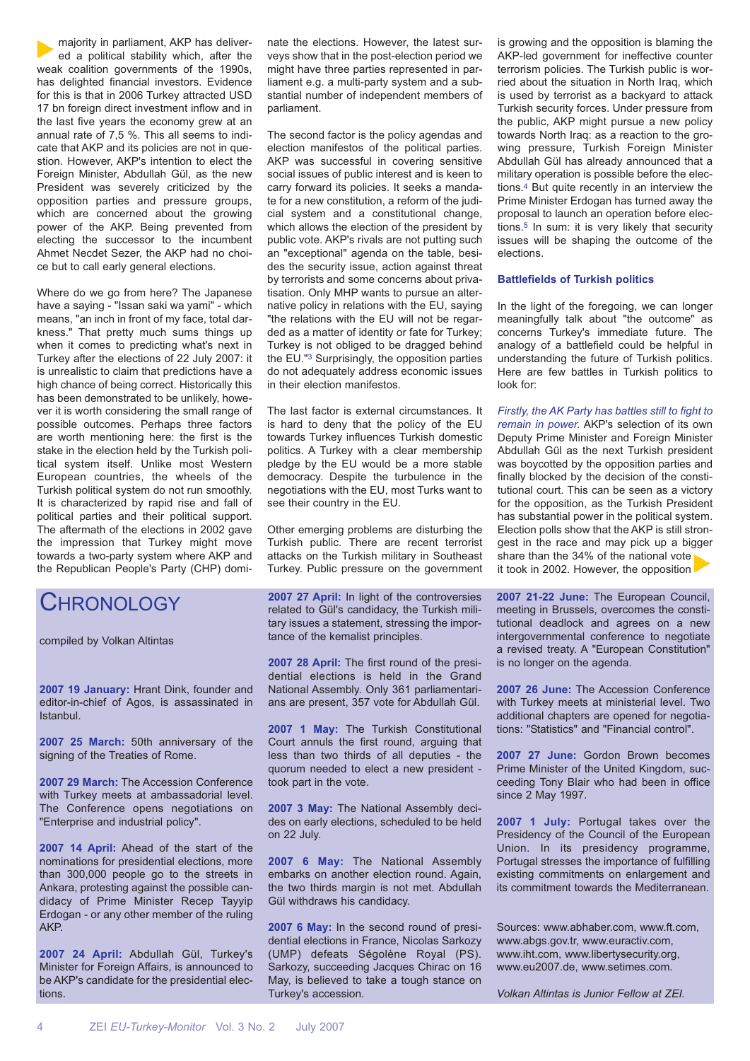majority in parliament, AKP has delivered a political stability which, after the weak coalition governments of the 1990s, has delighted financial investors. Evidence for this is that in 2006 Turkey attracted USD 17 bn foreign direct investment inflow and in the last five years the economy grew at an annual rate of 7,5 %. This all seems to indicate that AKP and its policies are not in question. However, AKP's intention to elect the Foreign Minister, Abdullah Gül, as the new President was severely criticized by the opposition parties and pressure groups, which are concerned about the growing power of the AKP. Being prevented from electing the successor to the incumbent Ahmet Necdet Sezer, the AKP had no choice but to call early general elections.

Where do we go from here? The Japanese have a saying - "Issan saki wa yami" - which means, "an inch in front of my face, total darkness." That pretty much sums things up when it comes to predicting what's next in Turkey after the elections of 22 July 2007: it is unrealistic to claim that predictions have a high chance of being correct. Historically this has been demonstrated to be unlikely, however it is worth considering the small range of possible outcomes. Perhaps three factors are worth mentioning here: the first is the stake in the election held by the Turkish political system itself. Unlike most Western European countries, the wheels of the Turkish political system do not run smoothly. It is characterized by rapid rise and fall of political parties and their political support. The aftermath of the elections in 2002 gave the impression that Turkey might move towards a two-party system where AKP and the Republican People's Party (CHP) dominate the elections. However, the latest surveys show that in the post-election period we might have three parties represented in parliament e.g. a multi-party system and a substantial number of independent members of parliament.

The second factor is the policy agendas and election manifestos of the political parties. AKP was successful in covering sensitive social issues of public interest and is keen to carry forward its policies. It seeks a mandate for a new constitution, a reform of the judicial system and a constitutional change, which allows the election of the president by public vote. AKP's rivals are not putting such an "exceptional" agenda on the table, besides the security issue, action against threat by terrorists and some concerns about privatisation. Only MHP wants to pursue an alternative policy in relations with the EU, saying "the relations with the EU will not be regarded as a matter of identity or fate for Turkey; Turkey is not obliged to be dragged behind the EU."[3] Surprisingly, the opposition parties do not adequately address economic issues in their election manifestos.

The last factor is external circumstances. It is hard to deny that the policy of the EU towards Turkey influences Turkish domestic politics. A Turkey with a clear membership pledge by the EU would be a more stable democracy. Despite the turbulence in the negotiations with the EU, most Turks want to see their country in the EU.

Other emerging problems are disturbing the Turkish public. There are recent terrorist attacks on the Turkish military in Southeast Turkey. Public pressure on the government is growing and the opposition is blaming the AKP-led government for ineffective counter terrorism policies. The Turkish public is worried about the situation in North Iraq, which is used by terrorist as a backyard to attack Turkish security forces. Under pressure from the public, AKP might pursue a new policy towards North Iraq: as a reaction to the growing pressure, Turkish Foreign Minister Abdullah Gül has already announced that a military operation is possible before the elections.[4] But quite recently in an interview the Prime Minister Erdogan has turned away the proposal to launch an operation before elections.[5] In sum: it is very likely that security issues will be shaping the outcome of the elections.

### Battlefields of Turkish politics

In the light of the foregoing, we can longer meaningfully talk about "the outcome" as concerns Turkey's immediate future. The analogy of a battlefield could be helpful in understanding the future of Turkish politics. Here are few battles in Turkish politics to look for:

*Firstly, the AK Party has battles still to fight to remain in power.* AKP's selection of its own Deputy Prime Minister and Foreign Minister Abdullah Gül as the next Turkish president was boycotted by the opposition parties and finally blocked by the decision of the constitutional court. This can be seen as a victory for the opposition, as the Turkish President has substantial power in the political system. Election polls show that the AKP is still strongest in the race and may pick up a bigger share than the 34% of the national vote it took in 2002. However, the opposition

## Chronology

compiled by Volkan Altintas

**2007 19 January:** Hrant Dink, founder and editor-in-chief of Agos, is assassinated in Istanbul.

**2007 25 March:** 50th anniversary of the signing of the Treaties of Rome.

**2007 29 March:** The Accession Conference with Turkey meets at ambassadorial level. The Conference opens negotiations on "Enterprise and industrial policy".

**2007 14 April:** Ahead of the start of the nominations for presidential elections, more than 300,000 people go to the streets in Ankara, protesting against the possible candidacy of Prime Minister Recep Tayyip Erdogan - or any other member of the ruling AKP.

**2007 24 April:** Abdullah Gül, Turkey's Minister for Foreign Affairs, is announced to be AKP's candidate for the presidential elections.

**2007 27 April:** In light of the controversies related to Gül's candidacy, the Turkish military issues a statement, stressing the importance of the kemalist principles.

**2007 28 April:** The first round of the presidential elections is held in the Grand National Assembly. Only 361 parliamentarians are present, 357 vote for Abdullah Gül.

**2007 1 May:** The Turkish Constitutional Court annuls the first round, arguing that less than two thirds of all deputies - the quorum needed to elect a new president - took part in the vote.

**2007 3 May:** The National Assembly decides on early elections, scheduled to be held on 22 July.

**2007 6 May:** The National Assembly embarks on another election round. Again, the two thirds margin is not met. Abdullah Gül withdraws his candidacy.

**2007 6 May:** In the second round of presidential elections in France, Nicolas Sarkozy (UMP) defeats Ségolène Royal (PS). Sarkozy, succeeding Jacques Chirac on 16 May, is believed to take a tough stance on Turkey's accession.

**2007 21-22 June:** The European Council, meeting in Brussels, overcomes the constitutional deadlock and agrees on a new intergovernmental conference to negotiate a revised treaty. A "European Constitution" is no longer on the agenda.

**2007 26 June:** The Accession Conference with Turkey meets at ministerial level. Two additional chapters are opened for negotiations: "Statistics" and "Financial control".

**2007 27 June:** Gordon Brown becomes Prime Minister of the United Kingdom, succeeding Tony Blair who had been in office since 2 May 1997.

**2007 1 July:** Portugal takes over the Presidency of the Council of the European Union. In its presidency programme, Portugal stresses the importance of fulfilling existing commitments on enlargement and its commitment towards the Mediterranean.

Sources: www.abhaber.com, www.ft.com, www.abgs.gov.tr, www.euractiv.com, www.iht.com, www.libertysecurity.org, www.eu2007.de, www.setimes.com.

*Volkan Altintas is Junior Fellow at ZEI.*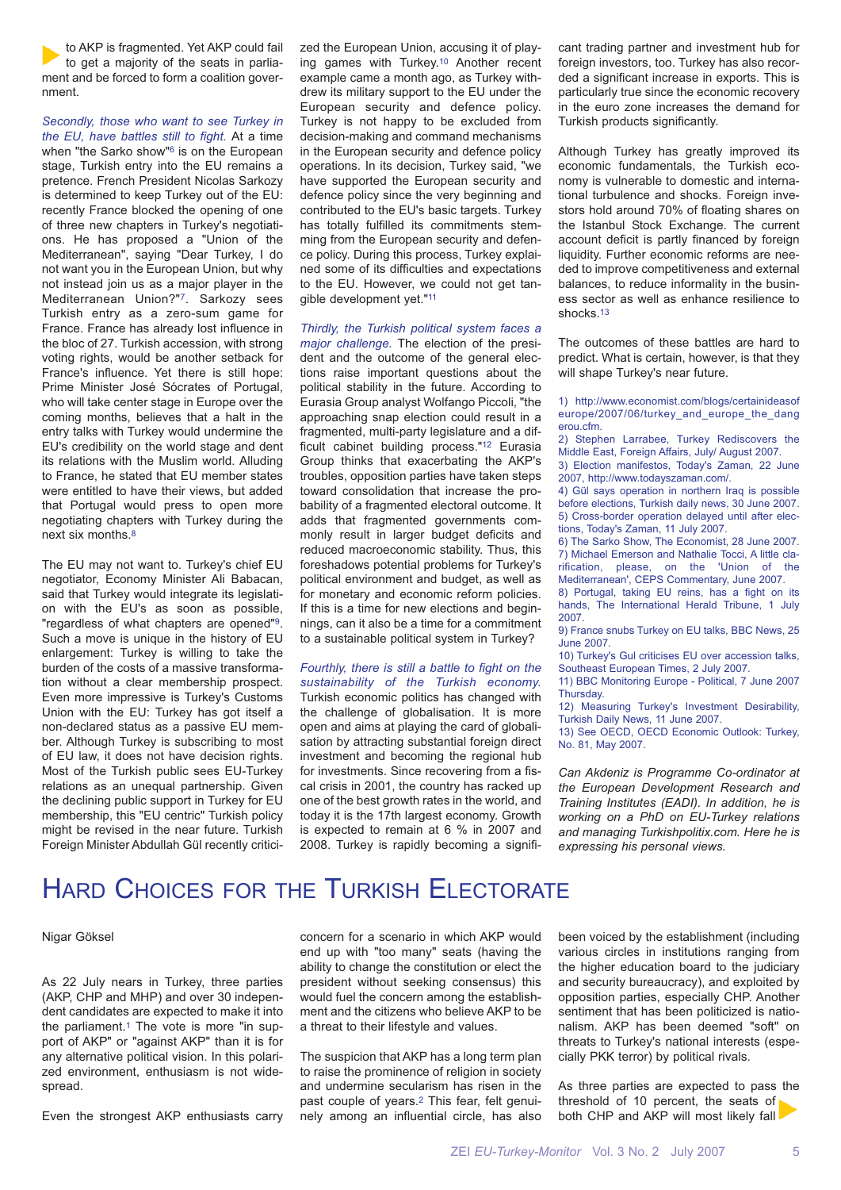to AKP is fragmented. Yet AKP could fail to get a majority of the seats in parliament and be forced to form a coalition government.

*Secondly, those who want to see Turkey in the EU, have battles still to fight.* At a time when "the Sarko show"[6] is on the European stage, Turkish entry into the EU remains a pretence. French President Nicolas Sarkozy is determined to keep Turkey out of the EU: recently France blocked the opening of one of three new chapters in Turkey's negotiations. He has proposed a "Union of the Mediterranean", saying "Dear Turkey, I do not want you in the European Union, but why not instead join us as a major player in the Mediterranean Union?"[7]. Sarkozy sees Turkish entry as a zero-sum game for France. France has already lost influence in the bloc of 27. Turkish accession, with strong voting rights, would be another setback for France's influence. Yet there is still hope: Prime Minister José Sócrates of Portugal, who will take center stage in Europe over the coming months, believes that a halt in the entry talks with Turkey would undermine the EU's credibility on the world stage and dent its relations with the Muslim world. Alluding to France, he stated that EU member states were entitled to have their views, but added that Portugal would press to open more negotiating chapters with Turkey during the next six months.[8]

The EU may not want to. Turkey's chief EU negotiator, Economy Minister Ali Babacan, said that Turkey would integrate its legislation with the EU's as soon as possible, "regardless of what chapters are opened"[9]. Such a move is unique in the history of EU enlargement: Turkey is willing to take the burden of the costs of a massive transformation without a clear membership prospect. Even more impressive is Turkey's Customs Union with the EU: Turkey has got itself a non-declared status as a passive EU member. Although Turkey is subscribing to most of EU law, it does not have decision rights. Most of the Turkish public sees EU-Turkey relations as an unequal partnership. Given the declining public support in Turkey for EU membership, this "EU centric" Turkish policy might be revised in the near future. Turkish Foreign Minister Abdullah Gül recently criticized the European Union, accusing it of playing games with Turkey.[10] Another recent example came a month ago, as Turkey withdrew its military support to the EU under the European security and defence policy. Turkey is not happy to be excluded from decision-making and command mechanisms in the European security and defence policy operations. In its decision, Turkey said, "we have supported the European security and defence policy since the very beginning and contributed to the EU's basic targets. Turkey has totally fulfilled its commitments stemming from the European security and defence policy. During this process, Turkey explained some of its difficulties and expectations to the EU. However, we could not get tangible development yet."[11]

*Thirdly, the Turkish political system faces a major challenge.* The election of the president and the outcome of the general elections raise important questions about the political stability in the future. According to Eurasia Group analyst Wolfango Piccoli, "the approaching snap election could result in a fragmented, multi-party legislature and a difficult cabinet building process."[12] Eurasia Group thinks that exacerbating the AKP's troubles, opposition parties have taken steps toward consolidation that increase the probability of a fragmented electoral outcome. It adds that fragmented governments commonly result in larger budget deficits and reduced macroeconomic stability. Thus, this foreshadows potential problems for Turkey's political environment and budget, as well as for monetary and economic reform policies. If this is a time for new elections and beginnings, can it also be a time for a commitment to a sustainable political system in Turkey?

*Fourthly, there is still a battle to fight on the sustainability of the Turkish economy.* Turkish economic politics has changed with the challenge of globalisation. It is more open and aims at playing the card of globalisation by attracting substantial foreign direct investment and becoming the regional hub for investments. Since recovering from a fiscal crisis in 2001, the country has racked up one of the best growth rates in the world, and today it is the 17th largest economy. Growth is expected to remain at 6 % in 2007 and 2008. Turkey is rapidly becoming a significant trading partner and investment hub for foreign investors, too. Turkey has also recorded a significant increase in exports. This is particularly true since the economic recovery in the euro zone increases the demand for Turkish products significantly.

Although Turkey has greatly improved its economic fundamentals, the Turkish economy is vulnerable to domestic and international turbulence and shocks. Foreign investors hold around 70% of floating shares on the Istanbul Stock Exchange. The current account deficit is partly financed by foreign liquidity. Further economic reforms are needed to improve competitiveness and external balances, to reduce informality in the business sector as well as enhance resilience to shocks.[13]

The outcomes of these battles are hard to predict. What is certain, however, is that they will shape Turkey's near future.

1) http://www.economist.com/blogs/certainideasofeurope/2007/06/turkey_and_europe_the_dangerou.cfm.
2) Stephen Larrabee, Turkey Rediscovers the Middle East, Foreign Affairs, July/ August 2007.
3) Election manifestos, Today's Zaman, 22 June 2007, http://www.todayszaman.com/.
4) Gül says operation in northern Iraq is possible before elections, Turkish daily news, 30 June 2007.
5) Cross-border operation delayed until after elections, Today's Zaman, 11 July 2007.
6) The Sarko Show, The Economist, 28 June 2007.
7) Michael Emerson and Nathalie Tocci, A little clarification, please, on the 'Union of the Mediterranean', CEPS Commentary, June 2007.
8) Portugal, taking EU reins, has a fight on its hands, The International Herald Tribune, 1 July 2007.
9) France snubs Turkey on EU talks, BBC News, 25 June 2007.
10) Turkey's Gul criticises EU over accession talks, Southeast European Times, 2 July 2007.
11) BBC Monitoring Europe - Political, 7 June 2007 Thursday.
12) Measuring Turkey's Investment Desirability, Turkish Daily News, 11 June 2007.
13) See OECD, OECD Economic Outlook: Turkey, No. 81, May 2007.

*Can Akdeniz is Programme Co-ordinator at the European Development Research and Training Institutes (EADI). In addition, he is working on a PhD on EU-Turkey relations and managing Turkishpolitix.com. Here he is expressing his personal views.*

# Hard Choices for the Turkish Electorate

Nigar Göksel

As 22 July nears in Turkey, three parties (AKP, CHP and MHP) and over 30 independent candidates are expected to make it into the parliament.[1] The vote is more "in support of AKP" or "against AKP" than it is for any alternative political vision. In this polarized environment, enthusiasm is not widespread.

Even the strongest AKP enthusiasts carry concern for a scenario in which AKP would end up with "too many" seats (having the ability to change the constitution or elect the president without seeking consensus) this would fuel the concern among the establishment and the citizens who believe AKP to be a threat to their lifestyle and values.

The suspicion that AKP has a long term plan to raise the prominence of religion in society and undermine secularism has risen in the past couple of years.[2] This fear, felt genuinely among an influential circle, has also been voiced by the establishment (including various circles in institutions ranging from the higher education board to the judiciary and security bureaucracy), and exploited by opposition parties, especially CHP. Another sentiment that has been politicized is nationalism. AKP has been deemed "soft" on threats to Turkey's national interests (especially PKK terror) by political rivals.

As three parties are expected to pass the threshold of 10 percent, the seats of both CHP and AKP will most likely fall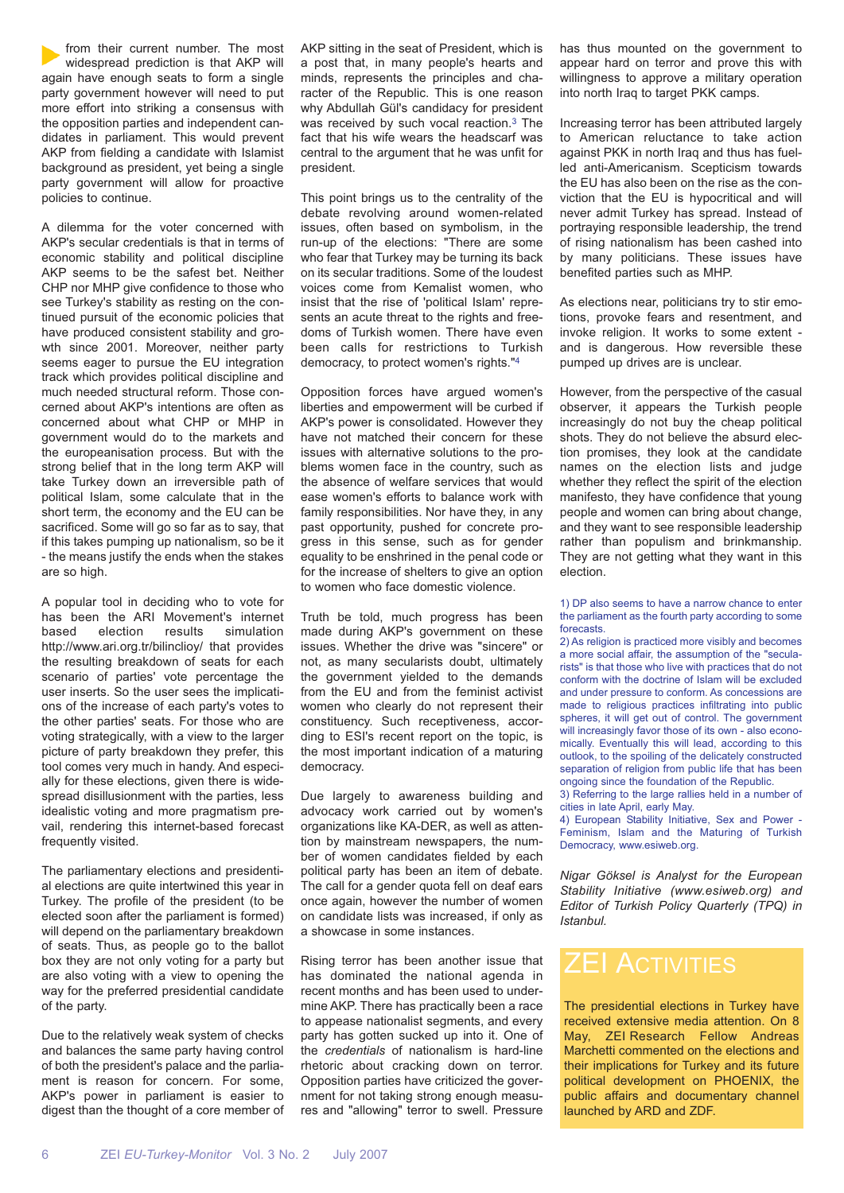from their current number. The most widespread prediction is that AKP will again have enough seats to form a single party government however will need to put more effort into striking a consensus with the opposition parties and independent candidates in parliament. This would prevent AKP from fielding a candidate with Islamist background as president, yet being a single party government will allow for proactive policies to continue.

A dilemma for the voter concerned with AKP's secular credentials is that in terms of economic stability and political discipline AKP seems to be the safest bet. Neither CHP nor MHP give confidence to those who see Turkey's stability as resting on the continued pursuit of the economic policies that have produced consistent stability and growth since 2001. Moreover, neither party seems eager to pursue the EU integration track which provides political discipline and much needed structural reform. Those concerned about AKP's intentions are often as concerned about what CHP or MHP in government would do to the markets and the europeanisation process. But with the strong belief that in the long term AKP will take Turkey down an irreversible path of political Islam, some calculate that in the short term, the economy and the EU can be sacrificed. Some will go so far as to say, that if this takes pumping up nationalism, so be it - the means justify the ends when the stakes are so high.

A popular tool in deciding who to vote for has been the ARI Movement's internet based election results simulation http://www.ari.org.tr/bilinclioy/ that provides the resulting breakdown of seats for each scenario of parties' vote percentage the user inserts. So the user sees the implications of the increase of each party's votes to the other parties' seats. For those who are voting strategically, with a view to the larger picture of party breakdown they prefer, this tool comes very much in handy. And especially for these elections, given there is widespread disillusionment with the parties, less idealistic voting and more pragmatism prevail, rendering this internet-based forecast frequently visited.

The parliamentary elections and presidential elections are quite intertwined this year in Turkey. The profile of the president (to be elected soon after the parliament is formed) will depend on the parliamentary breakdown of seats. Thus, as people go to the ballot box they are not only voting for a party but are also voting with a view to opening the way for the preferred presidential candidate of the party.

Due to the relatively weak system of checks and balances the same party having control of both the president's palace and the parliament is reason for concern. For some, AKP's power in parliament is easier to digest than the thought of a core member of AKP sitting in the seat of President, which is a post that, in many people's hearts and minds, represents the principles and character of the Republic. This is one reason why Abdullah Gül's candidacy for president was received by such vocal reaction.[3] The fact that his wife wears the headscarf was central to the argument that he was unfit for president.

This point brings us to the centrality of the debate revolving around women-related issues, often based on symbolism, in the run-up of the elections: "There are some who fear that Turkey may be turning its back on its secular traditions. Some of the loudest voices come from Kemalist women, who insist that the rise of 'political Islam' represents an acute threat to the rights and freedoms of Turkish women. There have even been calls for restrictions to Turkish democracy, to protect women's rights."[4]

Opposition forces have argued women's liberties and empowerment will be curbed if AKP's power is consolidated. However they have not matched their concern for these issues with alternative solutions to the problems women face in the country, such as the absence of welfare services that would ease women's efforts to balance work with family responsibilities. Nor have they, in any past opportunity, pushed for concrete progress in this sense, such as for gender equality to be enshrined in the penal code or for the increase of shelters to give an option to women who face domestic violence.

Truth be told, much progress has been made during AKP's government on these issues. Whether the drive was "sincere" or not, as many secularists doubt, ultimately the government yielded to the demands from the EU and from the feminist activist women who clearly do not represent their constituency. Such receptiveness, according to ESI's recent report on the topic, is the most important indication of a maturing democracy.

Due largely to awareness building and advocacy work carried out by women's organizations like KA-DER, as well as attention by mainstream newspapers, the number of women candidates fielded by each political party has been an item of debate. The call for a gender quota fell on deaf ears once again, however the number of women on candidate lists was increased, if only as a showcase in some instances.

Rising terror has been another issue that has dominated the national agenda in recent months and has been used to undermine AKP. There has practically been a race to appease nationalist segments, and every party has gotten sucked up into it. One of the *credentials* of nationalism is hard-line rhetoric about cracking down on terror. Opposition parties have criticized the government for not taking strong enough measures and "allowing" terror to swell. Pressure has thus mounted on the government to appear hard on terror and prove this with willingness to approve a military operation into north Iraq to target PKK camps.

Increasing terror has been attributed largely to American reluctance to take action against PKK in north Iraq and thus has fuelled anti-Americanism. Scepticism towards the EU has also been on the rise as the conviction that the EU is hypocritical and will never admit Turkey has spread. Instead of portraying responsible leadership, the trend of rising nationalism has been cashed into by many politicians. These issues have benefited parties such as MHP.

As elections near, politicians try to stir emotions, provoke fears and resentment, and invoke religion. It works to some extent - and is dangerous. How reversible these pumped up drives are is unclear.

However, from the perspective of the casual observer, it appears the Turkish people increasingly do not buy the cheap political shots. They do not believe the absurd election promises, they look at the candidate names on the election lists and judge whether they reflect the spirit of the election manifesto, they have confidence that young people and women can bring about change, and they want to see responsible leadership rather than populism and brinkmanship. They are not getting what they want in this election.

1) DP also seems to have a narrow chance to enter the parliament as the fourth party according to some forecasts.
2) As religion is practiced more visibly and becomes a more social affair, the assumption of the "secularists" is that those who live with practices that do not conform with the doctrine of Islam will be excluded and under pressure to conform. As concessions are made to religious practices infiltrating into public spheres, it will get out of control. The government will increasingly favor those of its own - also economically. Eventually this will lead, according to this outlook, to the spoiling of the delicately constructed separation of religion from public life that has been ongoing since the foundation of the Republic.
3) Referring to the large rallies held in a number of cities in late April, early May.
4) European Stability Initiative, Sex and Power - Feminism, Islam and the Maturing of Turkish Democracy, www.esiweb.org.

*Nigar Göksel is Analyst for the European Stability Initiative (www.esiweb.org) and Editor of Turkish Policy Quarterly (TPQ) in Istanbul.*

## ZEI Activities

The presidential elections in Turkey have received extensive media attention. On 8 May, ZEI Research Fellow Andreas Marchetti commented on the elections and their implications for Turkey and its future political development on PHOENIX, the public affairs and documentary channel launched by ARD and ZDF.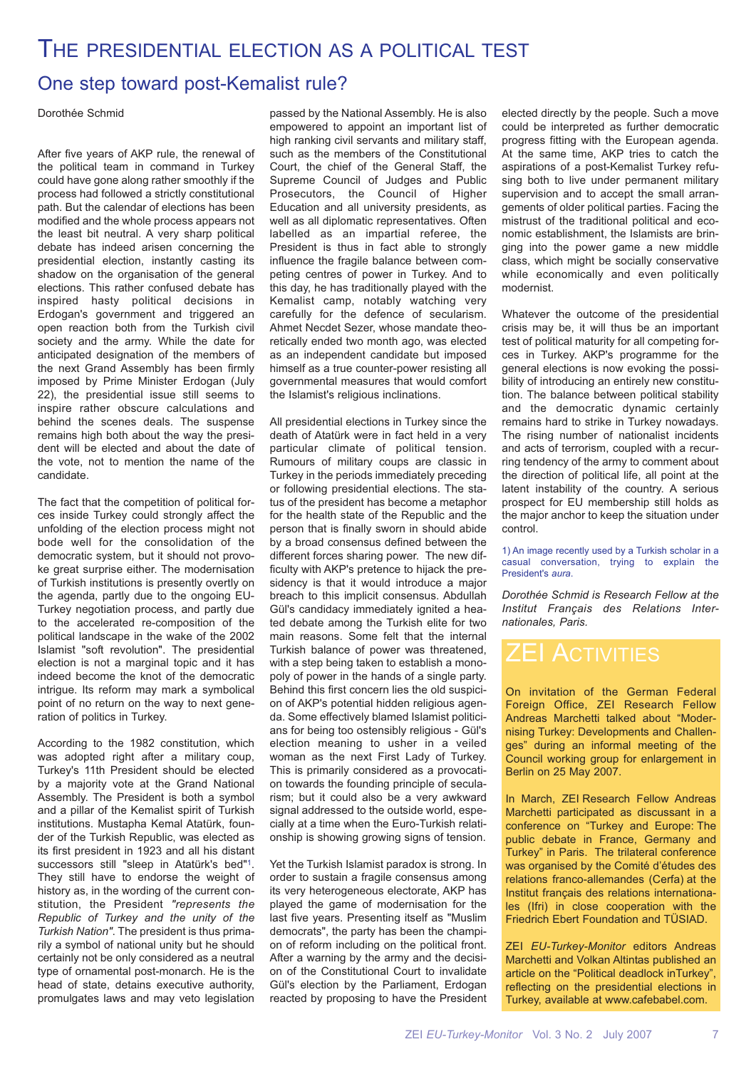# The presidential election as a political test

## One step toward post-Kemalist rule?

Dorothée Schmid

After five years of AKP rule, the renewal of the political team in command in Turkey could have gone along rather smoothly if the process had followed a strictly constitutional path. But the calendar of elections has been modified and the whole process appears not the least bit neutral. A very sharp political debate has indeed arisen concerning the presidential election, instantly casting its shadow on the organisation of the general elections. This rather confused debate has inspired hasty political decisions in Erdogan's government and triggered an open reaction both from the Turkish civil society and the army. While the date for anticipated designation of the members of the next Grand Assembly has been firmly imposed by Prime Minister Erdogan (July 22), the presidential issue still seems to inspire rather obscure calculations and behind the scenes deals. The suspense remains high both about the way the president will be elected and about the date of the vote, not to mention the name of the candidate.

The fact that the competition of political forces inside Turkey could strongly affect the unfolding of the election process might not bode well for the consolidation of the democratic system, but it should not provoke great surprise either. The modernisation of Turkish institutions is presently overtly on the agenda, partly due to the ongoing EU-Turkey negotiation process, and partly due to the accelerated re-composition of the political landscape in the wake of the 2002 Islamist "soft revolution". The presidential election is not a marginal topic and it has indeed become the knot of the democratic intrigue. Its reform may mark a symbolical point of no return on the way to next generation of politics in Turkey.

According to the 1982 constitution, which was adopted right after a military coup, Turkey's 11th President should be elected by a majority vote at the Grand National Assembly. The President is both a symbol and a pillar of the Kemalist spirit of Turkish institutions. Mustapha Kemal Atatürk, founder of the Turkish Republic, was elected as its first president in 1923 and all his distant successors still "sleep in Atatürk's bed"[1]. They still have to endorse the weight of history as, in the wording of the current constitution, the President *"represents the Republic of Turkey and the unity of the Turkish Nation"*. The president is thus primarily a symbol of national unity but he should certainly not be only considered as a neutral type of ornamental post-monarch. He is the head of state, detains executive authority, promulgates laws and may veto legislation passed by the National Assembly. He is also empowered to appoint an important list of high ranking civil servants and military staff, such as the members of the Constitutional Court, the chief of the General Staff, the Supreme Council of Judges and Public Prosecutors, the Council of Higher Education and all university presidents, as well as all diplomatic representatives. Often labelled as an impartial referee, the President is thus in fact able to strongly influence the fragile balance between competing centres of power in Turkey. And to this day, he has traditionally played with the Kemalist camp, notably watching very carefully for the defence of secularism. Ahmet Necdet Sezer, whose mandate theoretically ended two month ago, was elected as an independent candidate but imposed himself as a true counter-power resisting all governmental measures that would comfort the Islamist's religious inclinations.

All presidential elections in Turkey since the death of Atatürk were in fact held in a very particular climate of political tension. Rumours of military coups are classic in Turkey in the periods immediately preceding or following presidential elections. The status of the president has become a metaphor for the health state of the Republic and the person that is finally sworn in should abide by a broad consensus defined between the different forces sharing power. The new difficulty with AKP's pretence to hijack the presidency is that it would introduce a major breach to this implicit consensus. Abdullah Gül's candidacy immediately ignited a heated debate among the Turkish elite for two main reasons. Some felt that the internal Turkish balance of power was threatened, with a step being taken to establish a monopoly of power in the hands of a single party. Behind this first concern lies the old suspicion of AKP's potential hidden religious agenda. Some effectively blamed Islamist politicians for being too ostensibly religious - Gül's election meaning to usher in a veiled woman as the next First Lady of Turkey. This is primarily considered as a provocation towards the founding principle of secularism; but it could also be a very awkward signal addressed to the outside world, especially at a time when the Euro-Turkish relationship is showing growing signs of tension.

Yet the Turkish Islamist paradox is strong. In order to sustain a fragile consensus among its very heterogeneous electorate, AKP has played the game of modernisation for the last five years. Presenting itself as "Muslim democrats", the party has been the champion of reform including on the political front. After a warning by the army and the decision of the Constitutional Court to invalidate Gül's election by the Parliament, Erdogan reacted by proposing to have the President elected directly by the people. Such a move could be interpreted as further democratic progress fitting with the European agenda. At the same time, AKP tries to catch the aspirations of a post-Kemalist Turkey refusing both to live under permanent military supervision and to accept the small arrangements of older political parties. Facing the mistrust of the traditional political and economic establishment, the Islamists are bringing into the power game a new middle class, which might be socially conservative while economically and even politically modernist.

Whatever the outcome of the presidential crisis may be, it will thus be an important test of political maturity for all competing forces in Turkey. AKP's programme for the general elections is now evoking the possibility of introducing an entirely new constitution. The balance between political stability and the democratic dynamic certainly remains hard to strike in Turkey nowadays. The rising number of nationalist incidents and acts of terrorism, coupled with a recurring tendency of the army to comment about the direction of political life, all point at the latent instability of the country. A serious prospect for EU membership still holds as the major anchor to keep the situation under control.

1) An image recently used by a Turkish scholar in a casual conversation, trying to explain the President's *aura*.

*Dorothée Schmid is Research Fellow at the Institut Français des Relations Internationales, Paris.*

# ZEI Activities

On invitation of the German Federal Foreign Office, ZEI Research Fellow Andreas Marchetti talked about "Modernising Turkey: Developments and Challenges" during an informal meeting of the Council working group for enlargement in Berlin on 25 May 2007.

In March, ZEI Research Fellow Andreas Marchetti participated as discussant in a conference on "Turkey and Europe: The public debate in France, Germany and Turkey" in Paris. The trilateral conference was organised by the Comité d'études des relations franco-allemandes (Cerfa) at the Institut français des relations internationales (Ifri) in close cooperation with the Friedrich Ebert Foundation and TÜSIAD.

ZEI *EU-Turkey-Monitor* editors Andreas Marchetti and Volkan Altintas published an article on the "Political deadlock inTurkey", reflecting on the presidential elections in Turkey, available at www.cafebabel.com.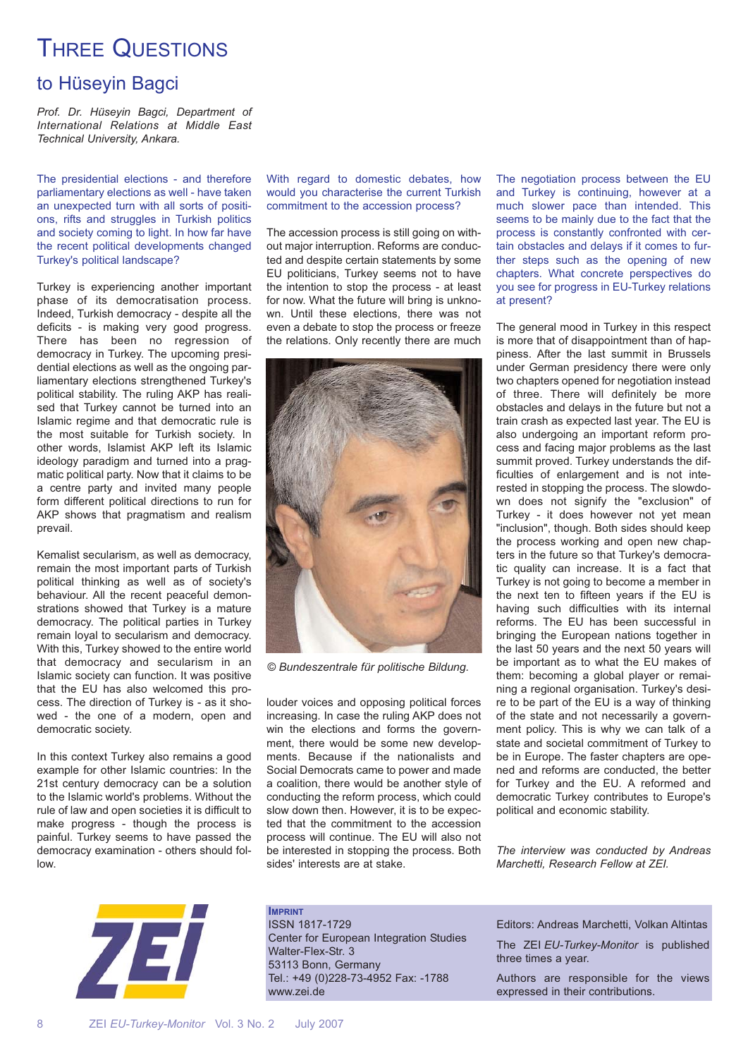# Three Questions

## to Hüseyin Bagci

*Prof. Dr. Hüseyin Bagci, Department of International Relations at Middle East Technical University, Ankara.*

**The presidential elections - and therefore parliamentary elections as well - have taken an unexpected turn with all sorts of positions, rifts and struggles in Turkish politics and society coming to light. In how far have the recent political developments changed Turkey's political landscape?**

Turkey is experiencing another important phase of its democratisation process. Indeed, Turkish democracy - despite all the deficits - is making very good progress. There has been no regression of democracy in Turkey. The upcoming presidential elections as well as the ongoing parliamentary elections strengthened Turkey's political stability. The ruling AKP has realised that Turkey cannot be turned into an Islamic regime and that democratic rule is the most suitable for Turkish society. In other words, Islamist AKP left its Islamic ideology paradigm and turned into a pragmatic political party. Now that it claims to be a centre party and invited many people form different political directions to run for AKP shows that pragmatism and realism prevail.

Kemalist secularism, as well as democracy, remain the most important parts of Turkish political thinking as well as of society's behaviour. All the recent peaceful demonstrations showed that Turkey is a mature democracy. The political parties in Turkey remain loyal to secularism and democracy. With this, Turkey showed to the entire world that democracy and secularism in an Islamic society can function. It was positive that the EU has also welcomed this process. The direction of Turkey is - as it showed - the one of a modern, open and democratic society.

In this context Turkey also remains a good example for other Islamic countries: In the 21st century democracy can be a solution to the Islamic world's problems. Without the rule of law and open societies it is difficult to make progress - though the process is painful. Turkey seems to have passed the democracy examination - others should follow.

**With regard to domestic debates, how would you characterise the current Turkish commitment to the accession process?**

The accession process is still going on without major interruption. Reforms are conducted and despite certain statements by some EU politicians, Turkey seems not to have the intention to stop the process - at least for now. What the future will bring is unknown. Until these elections, there was not even a debate to stop the process or freeze the relations. Only recently there are much louder voices and opposing political forces increasing. In case the ruling AKP does not win the elections and forms the government, there would be some new developments. Because if the nationalists and Social Democrats came to power and made a coalition, there would be another style of conducting the reform process, which could slow down then. However, it is to be expected that the commitment to the accession process will continue. The EU will also not be interested in stopping the process. Both sides' interests are at stake.

*© Bundeszentrale für politische Bildung.*

**The negotiation process between the EU and Turkey is continuing, however at a much slower pace than intended. This seems to be mainly due to the fact that the process is constantly confronted with certain obstacles and delays if it comes to further steps such as the opening of new chapters. What concrete perspectives do you see for progress in EU-Turkey relations at present?**

The general mood in Turkey in this respect is more that of disappointment than of happiness. After the last summit in Brussels under German presidency there were only two chapters opened for negotiation instead of three. There will definitely be more obstacles and delays in the future but not a train crash as expected last year. The EU is also undergoing an important reform process and facing major problems as the last summit proved. Turkey understands the difficulties of enlargement and is not interested in stopping the process. The slowdown does not signify the "exclusion" of Turkey - it does however not yet mean "inclusion", though. Both sides should keep the process working and open new chapters in the future so that Turkey's democratic quality can increase. It is a fact that Turkey is not going to become a member in the next ten to fifteen years if the EU is having such difficulties with its internal reforms. The EU has been successful in bringing the European nations together in the last 50 years and the next 50 years will be important as to what the EU makes of them: becoming a global player or remaining a regional organisation. Turkey's desire to be part of the EU is a way of thinking of the state and not necessarily a government policy. This is why we can talk of a state and societal commitment of Turkey to be in Europe. The faster chapters are opened and reforms are conducted, the better for Turkey and the EU. A reformed and democratic Turkey contributes to Europe's political and economic stability.

*The interview was conducted by Andreas Marchetti, Research Fellow at ZEI.*

ZEI

**Imprint**
ISSN 1817-1729
Center for European Integration Studies
Walter-Flex-Str. 3
53113 Bonn, Germany
Tel.: +49 (0)228-73-4952 Fax: -1788
www.zei.de

Editors: Andreas Marchetti, Volkan Altintas

The ZEI *EU-Turkey-Monitor* is published three times a year.

Authors are responsible for the views expressed in their contributions.